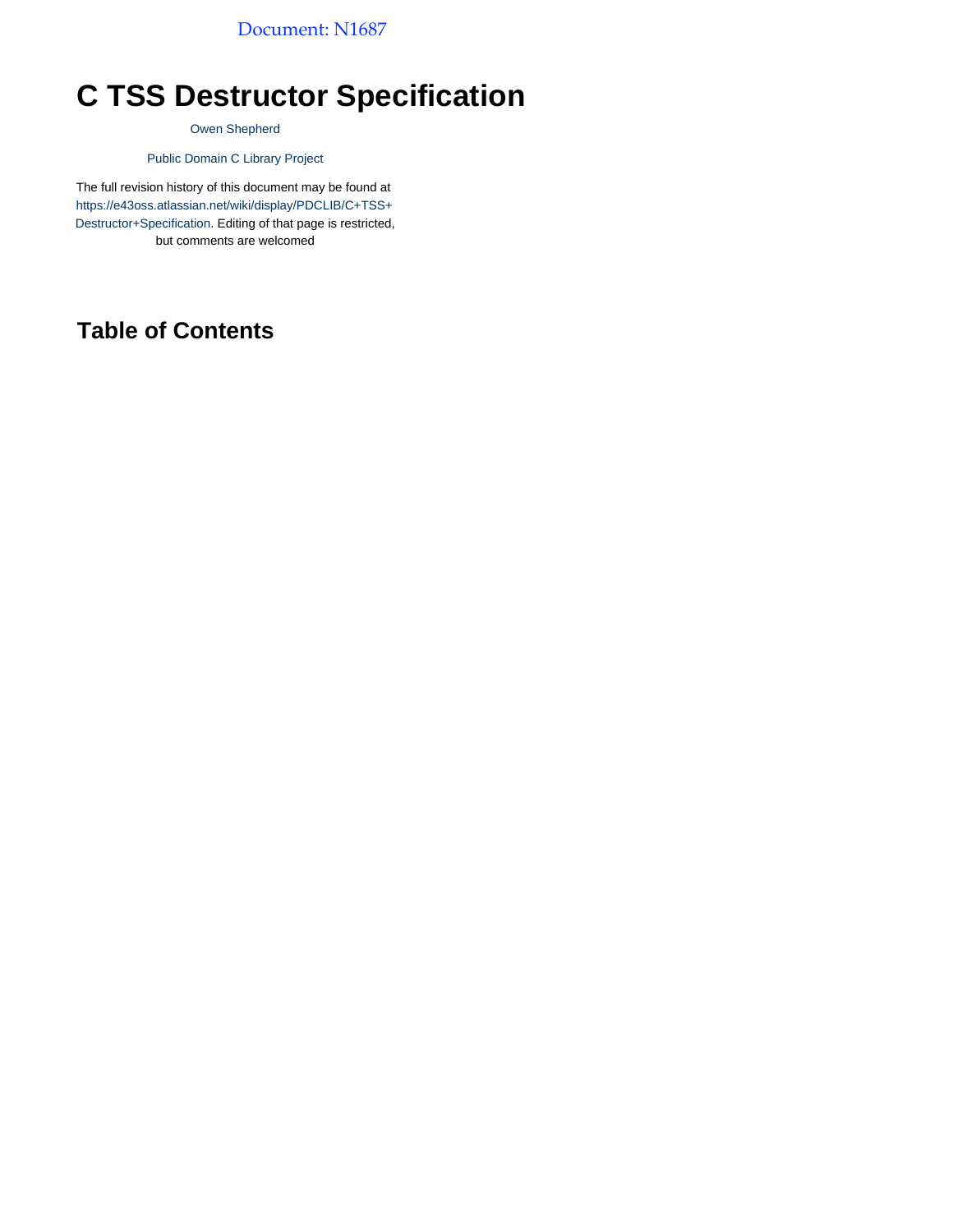Document: N1687

# C TSS Destructor Specification

Owen Shepherd

Public Domain C Library Project

The full revision history of this document may be found at https://e43oss.atlassian.net/wiki/display/PDCLIB/C+TSS+Destructor+Specification. Editing of that page is restricted, but comments are welcomed

## Table of Contents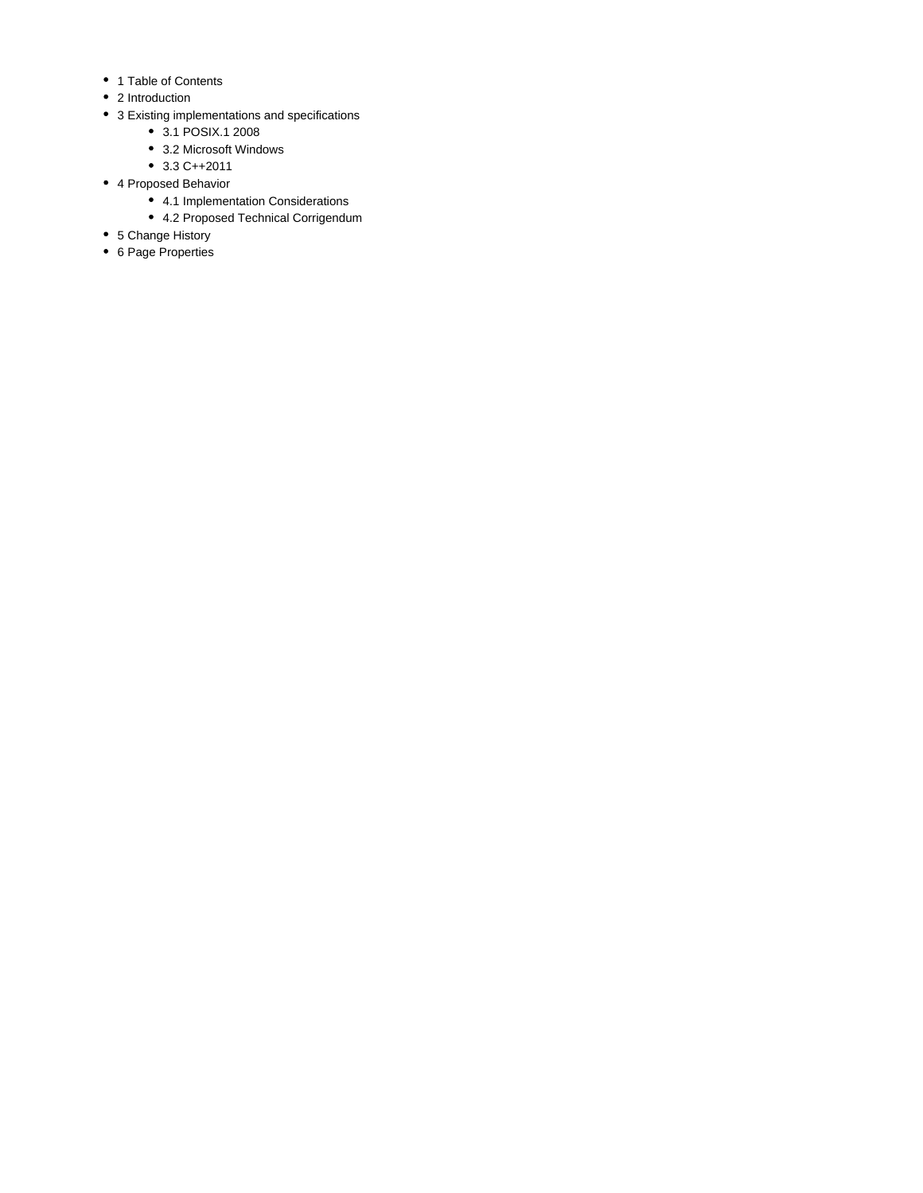- 1 Table of Contents
- 2 Introduction
- 3 Existing implementations and specifications
  - 3.1 POSIX.1 2008
  - 3.2 Microsoft Windows
  - 3.3 C++2011
- 4 Proposed Behavior
  - 4.1 Implementation Considerations
  - 4.2 Proposed Technical Corrigendum
- 5 Change History
- 6 Page Properties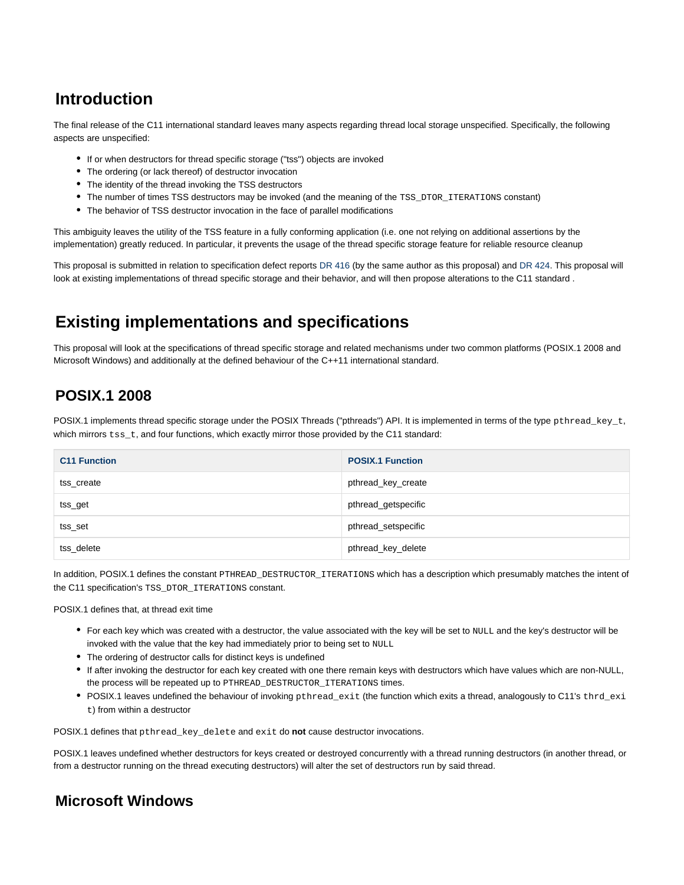## Introduction

The final release of the C11 international standard leaves many aspects regarding thread local storage unspecified. Specifically, the following aspects are unspecified:

- If or when destructors for thread specific storage ("tss") objects are invoked
- The ordering (or lack thereof) of destructor invocation
- The identity of the thread invoking the TSS destructors
- The number of times TSS destructors may be invoked (and the meaning of the `TSS_DTOR_ITERATIONS` constant)
- The behavior of TSS destructor invocation in the face of parallel modifications

This ambiguity leaves the utility of the TSS feature in a fully conforming application (i.e. one not relying on additional assertions by the implementation) greatly reduced. In particular, it prevents the usage of the thread specific storage feature for reliable resource cleanup

This proposal is submitted in relation to specification defect reports DR 416 (by the same author as this proposal) and DR 424. This proposal will look at existing implementations of thread specific storage and their behavior, and will then propose alterations to the C11 standard .

## Existing implementations and specifications

This proposal will look at the specifications of thread specific storage and related mechanisms under two common platforms (POSIX.1 2008 and Microsoft Windows) and additionally at the defined behaviour of the C++11 international standard.

### POSIX.1 2008

POSIX.1 implements thread specific storage under the POSIX Threads ("pthreads") API. It is implemented in terms of the type `pthread_key_t`, which mirrors `tss_t`, and four functions, which exactly mirror those provided by the C11 standard:

| C11 Function | POSIX.1 Function |
| --- | --- |
| tss_create | pthread_key_create |
| tss_get | pthread_getspecific |
| tss_set | pthread_setspecific |
| tss_delete | pthread_key_delete |

In addition, POSIX.1 defines the constant `PTHREAD_DESTRUCTOR_ITERATIONS` which has a description which presumably matches the intent of the C11 specification's `TSS_DTOR_ITERATIONS` constant.

POSIX.1 defines that, at thread exit time

- For each key which was created with a destructor, the value associated with the key will be set to `NULL` and the key's destructor will be invoked with the value that the key had immediately prior to being set to `NULL`
- The ordering of destructor calls for distinct keys is undefined
- If after invoking the destructor for each key created with one there remain keys with destructors which have values which are non-NULL, the process will be repeated up to `PTHREAD_DESTRUCTOR_ITERATIONS` times.
- POSIX.1 leaves undefined the behaviour of invoking `pthread_exit` (the function which exits a thread, analogously to C11's `thrd_exit`) from within a destructor

POSIX.1 defines that `pthread_key_delete` and `exit` do **not** cause destructor invocations.

POSIX.1 leaves undefined whether destructors for keys created or destroyed concurrently with a thread running destructors (in another thread, or from a destructor running on the thread executing destructors) will alter the set of destructors run by said thread.

### Microsoft Windows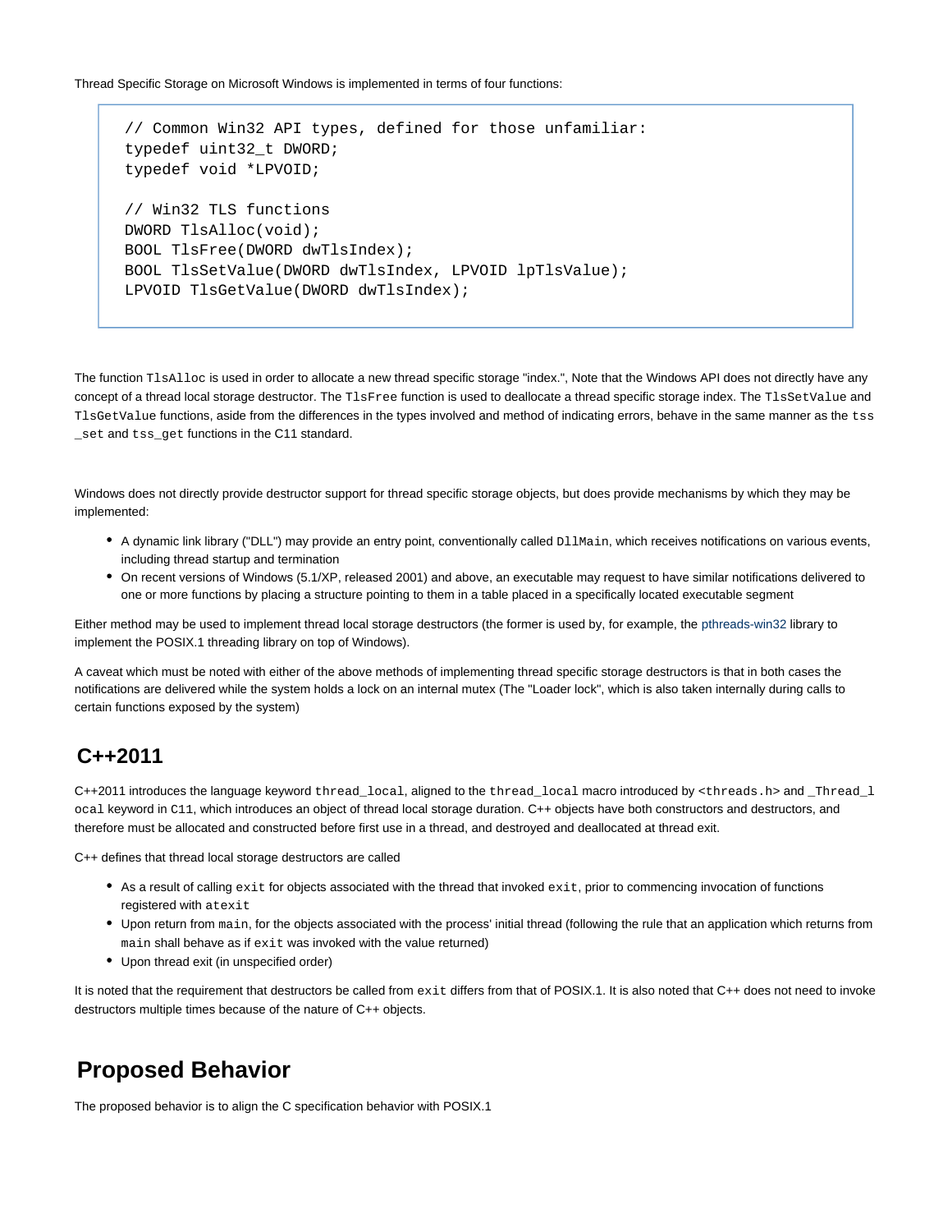Thread Specific Storage on Microsoft Windows is implemented in terms of four functions:

```
// Common Win32 API types, defined for those unfamiliar:
typedef uint32_t DWORD;
typedef void *LPVOID;

// Win32 TLS functions
DWORD TlsAlloc(void);
BOOL TlsFree(DWORD dwTlsIndex);
BOOL TlsSetValue(DWORD dwTlsIndex, LPVOID lpTlsValue);
LPVOID TlsGetValue(DWORD dwTlsIndex);
```

The function `TlsAlloc` is used in order to allocate a new thread specific storage "index.", Note that the Windows API does not directly have any concept of a thread local storage destructor. The `TlsFree` function is used to deallocate a thread specific storage index. The `TlsSetValue` and `TlsGetValue` functions, aside from the differences in the types involved and method of indicating errors, behave in the same manner as the `tss_set` and `tss_get` functions in the C11 standard.

Windows does not directly provide destructor support for thread specific storage objects, but does provide mechanisms by which they may be implemented:

- A dynamic link library ("DLL") may provide an entry point, conventionally called `DllMain`, which receives notifications on various events, including thread startup and termination
- On recent versions of Windows (5.1/XP, released 2001) and above, an executable may request to have similar notifications delivered to one or more functions by placing a structure pointing to them in a table placed in a specifically located executable segment

Either method may be used to implement thread local storage destructors (the former is used by, for example, the pthreads-win32 library to implement the POSIX.1 threading library on top of Windows).

A caveat which must be noted with either of the above methods of implementing thread specific storage destructors is that in both cases the notifications are delivered while the system holds a lock on an internal mutex (The "Loader lock", which is also taken internally during calls to certain functions exposed by the system)

## C++2011

C++2011 introduces the language keyword `thread_local`, aligned to the `thread_local` macro introduced by `<threads.h>` and `_Thread_local` keyword in `C11`, which introduces an object of thread local storage duration. C++ objects have both constructors and destructors, and therefore must be allocated and constructed before first use in a thread, and destroyed and deallocated at thread exit.

C++ defines that thread local storage destructors are called

- As a result of calling `exit` for objects associated with the thread that invoked `exit`, prior to commencing invocation of functions registered with `atexit`
- Upon return from `main`, for the objects associated with the process' initial thread (following the rule that an application which returns from `main` shall behave as if `exit` was invoked with the value returned)
- Upon thread exit (in unspecified order)

It is noted that the requirement that destructors be called from `exit` differs from that of POSIX.1. It is also noted that C++ does not need to invoke destructors multiple times because of the nature of C++ objects.

# Proposed Behavior

The proposed behavior is to align the C specification behavior with POSIX.1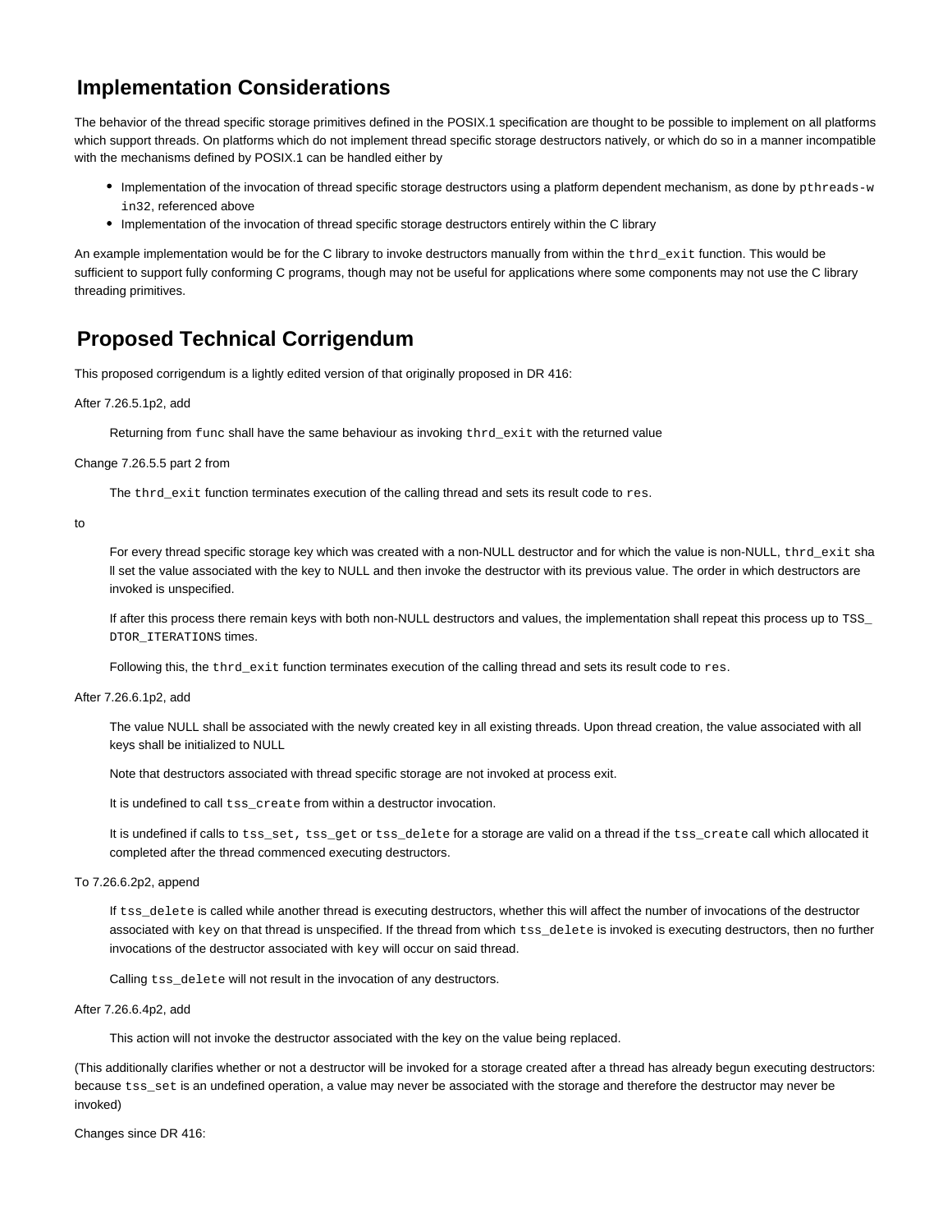## Implementation Considerations

The behavior of the thread specific storage primitives defined in the POSIX.1 specification are thought to be possible to implement on all platforms which support threads. On platforms which do not implement thread specific storage destructors natively, or which do so in a manner incompatible with the mechanisms defined by POSIX.1 can be handled either by

- Implementation of the invocation of thread specific storage destructors using a platform dependent mechanism, as done by `pthreads-win32`, referenced above
- Implementation of the invocation of thread specific storage destructors entirely within the C library

An example implementation would be for the C library to invoke destructors manually from within the `thrd_exit` function. This would be sufficient to support fully conforming C programs, though may not be useful for applications where some components may not use the C library threading primitives.

## Proposed Technical Corrigendum

This proposed corrigendum is a lightly edited version of that originally proposed in DR 416:

After 7.26.5.1p2, add

> Returning from `func` shall have the same behaviour as invoking `thrd_exit` with the returned value

Change 7.26.5.5 part 2 from

> The `thrd_exit` function terminates execution of the calling thread and sets its result code to `res`.

to

> For every thread specific storage key which was created with a non-NULL destructor and for which the value is non-NULL, `thrd_exit` shall set the value associated with the key to NULL and then invoke the destructor with its previous value. The order in which destructors are invoked is unspecified.
>
> If after this process there remain keys with both non-NULL destructors and values, the implementation shall repeat this process up to `TSS_DTOR_ITERATIONS` times.
>
> Following this, the `thrd_exit` function terminates execution of the calling thread and sets its result code to `res`.

After 7.26.6.1p2, add

> The value NULL shall be associated with the newly created key in all existing threads. Upon thread creation, the value associated with all keys shall be initialized to NULL
>
> Note that destructors associated with thread specific storage are not invoked at process exit.
>
> It is undefined to call `tss_create` from within a destructor invocation.
>
> It is undefined if calls to `tss_set`, `tss_get` or `tss_delete` for a storage are valid on a thread if the `tss_create` call which allocated it completed after the thread commenced executing destructors.

To 7.26.6.2p2, append

> If `tss_delete` is called while another thread is executing destructors, whether this will affect the number of invocations of the destructor associated with `key` on that thread is unspecified. If the thread from which `tss_delete` is invoked is executing destructors, then no further invocations of the destructor associated with `key` will occur on said thread.
>
> Calling `tss_delete` will not result in the invocation of any destructors.

After 7.26.6.4p2, add

> This action will not invoke the destructor associated with the key on the value being replaced.

(This additionally clarifies whether or not a destructor will be invoked for a storage created after a thread has already begun executing destructors: because `tss_set` is an undefined operation, a value may never be associated with the storage and therefore the destructor may never be invoked)

Changes since DR 416: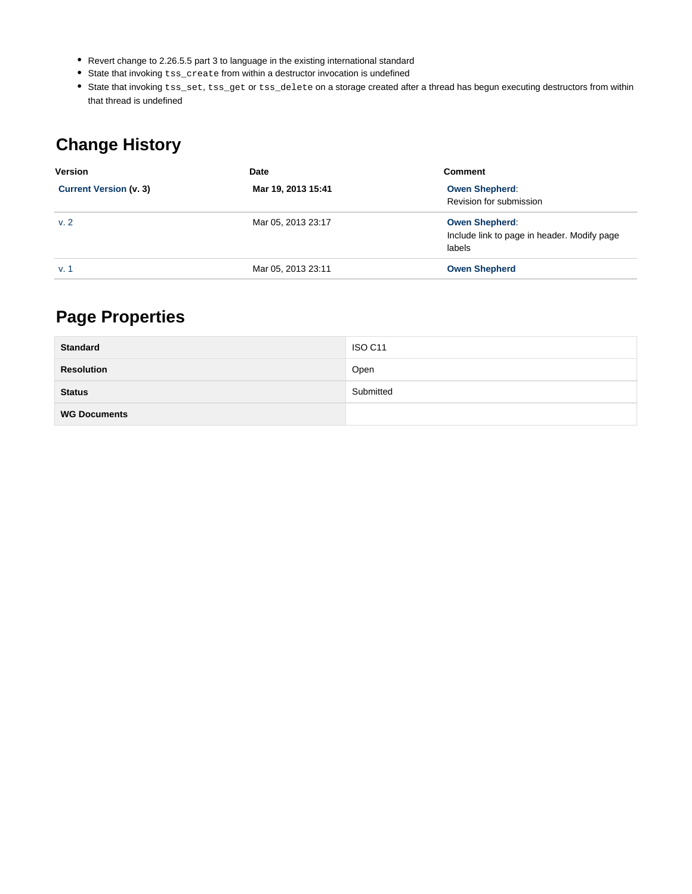- Revert change to 2.26.5.5 part 3 to language in the existing international standard
- State that invoking `tss_create` from within a destructor invocation is undefined
- State that invoking `tss_set`, `tss_get` or `tss_delete` on a storage created after a thread has begun executing destructors from within that thread is undefined

## Change History

| Version | Date | Comment |
|---|---|---|
| **Current Version (v. 3)** | **Mar 19, 2013 15:41** | **Owen Shepherd**: Revision for submission |
| v. 2 | Mar 05, 2013 23:17 | **Owen Shepherd**: Include link to page in header. Modify page labels |
| v. 1 | Mar 05, 2013 23:11 | **Owen Shepherd** |

## Page Properties

| | |
|---|---|
| **Standard** | ISO C11 |
| **Resolution** | Open |
| **Status** | Submitted |
| **WG Documents** | |